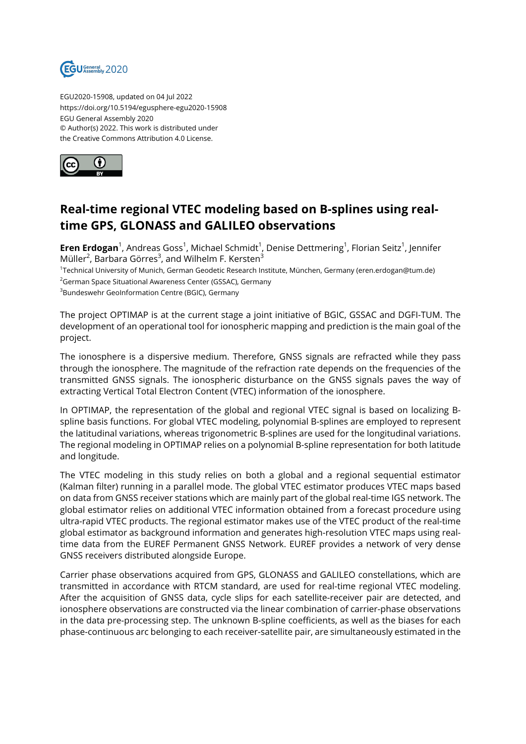EGU2020-15908, updated on 04 Jul 2022
https://doi.org/10.5194/egusphere-egu2020-15908
EGU General Assembly 2020
© Author(s) 2022. This work is distributed under
the Creative Commons Attribution 4.0 License.

# Real-time regional VTEC modeling based on B-splines using real-time GPS, GLONASS and GALILEO observations

**Eren Erdogan**[1], Andreas Goss[1], Michael Schmidt[1], Denise Dettmering[1], Florian Seitz[1], Jennifer Müller[2], Barbara Görres[3], and Wilhelm F. Kersten[3]

[1]Technical University of Munich, German Geodetic Research Institute, München, Germany (eren.erdogan@tum.de)
[2]German Space Situational Awareness Center (GSSAC), Germany
[3]Bundeswehr GeoInformation Centre (BGIC), Germany

The project OPTIMAP is at the current stage a joint initiative of BGIC, GSSAC and DGFI-TUM. The development of an operational tool for ionospheric mapping and prediction is the main goal of the project.

The ionosphere is a dispersive medium. Therefore, GNSS signals are refracted while they pass through the ionosphere. The magnitude of the refraction rate depends on the frequencies of the transmitted GNSS signals. The ionospheric disturbance on the GNSS signals paves the way of extracting Vertical Total Electron Content (VTEC) information of the ionosphere.

In OPTIMAP, the representation of the global and regional VTEC signal is based on localizing B-spline basis functions. For global VTEC modeling, polynomial B-splines are employed to represent the latitudinal variations, whereas trigonometric B-splines are used for the longitudinal variations. The regional modeling in OPTIMAP relies on a polynomial B-spline representation for both latitude and longitude.

The VTEC modeling in this study relies on both a global and a regional sequential estimator (Kalman filter) running in a parallel mode. The global VTEC estimator produces VTEC maps based on data from GNSS receiver stations which are mainly part of the global real-time IGS network. The global estimator relies on additional VTEC information obtained from a forecast procedure using ultra-rapid VTEC products. The regional estimator makes use of the VTEC product of the real-time global estimator as background information and generates high-resolution VTEC maps using real-time data from the EUREF Permanent GNSS Network. EUREF provides a network of very dense GNSS receivers distributed alongside Europe.

Carrier phase observations acquired from GPS, GLONASS and GALILEO constellations, which are transmitted in accordance with RTCM standard, are used for real-time regional VTEC modeling. After the acquisition of GNSS data, cycle slips for each satellite-receiver pair are detected, and ionosphere observations are constructed via the linear combination of carrier-phase observations in the data pre-processing step. The unknown B-spline coefficients, as well as the biases for each phase-continuous arc belonging to each receiver-satellite pair, are simultaneously estimated in the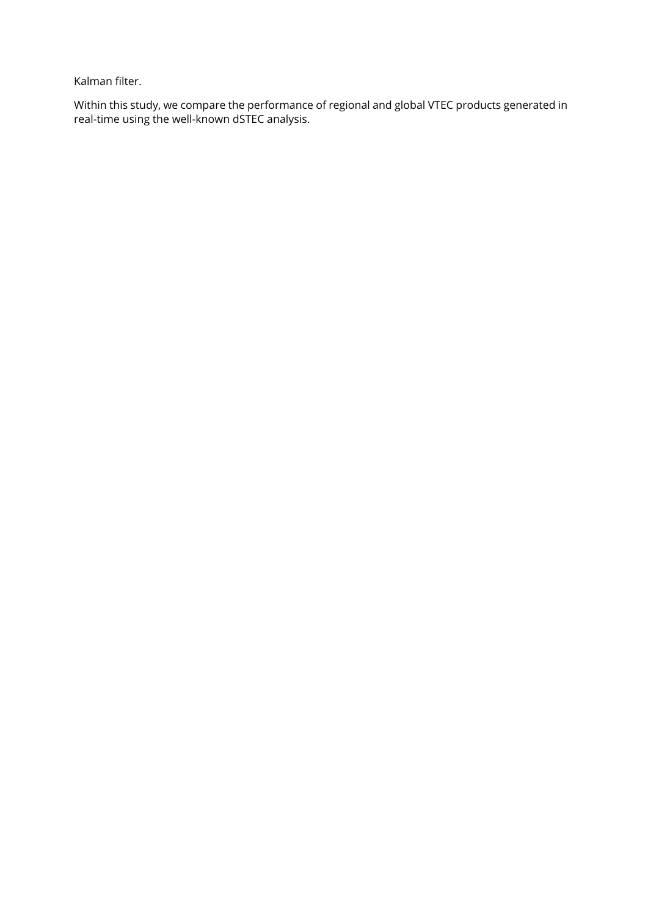Kalman filter.

Within this study, we compare the performance of regional and global VTEC products generated in real-time using the well-known dSTEC analysis.